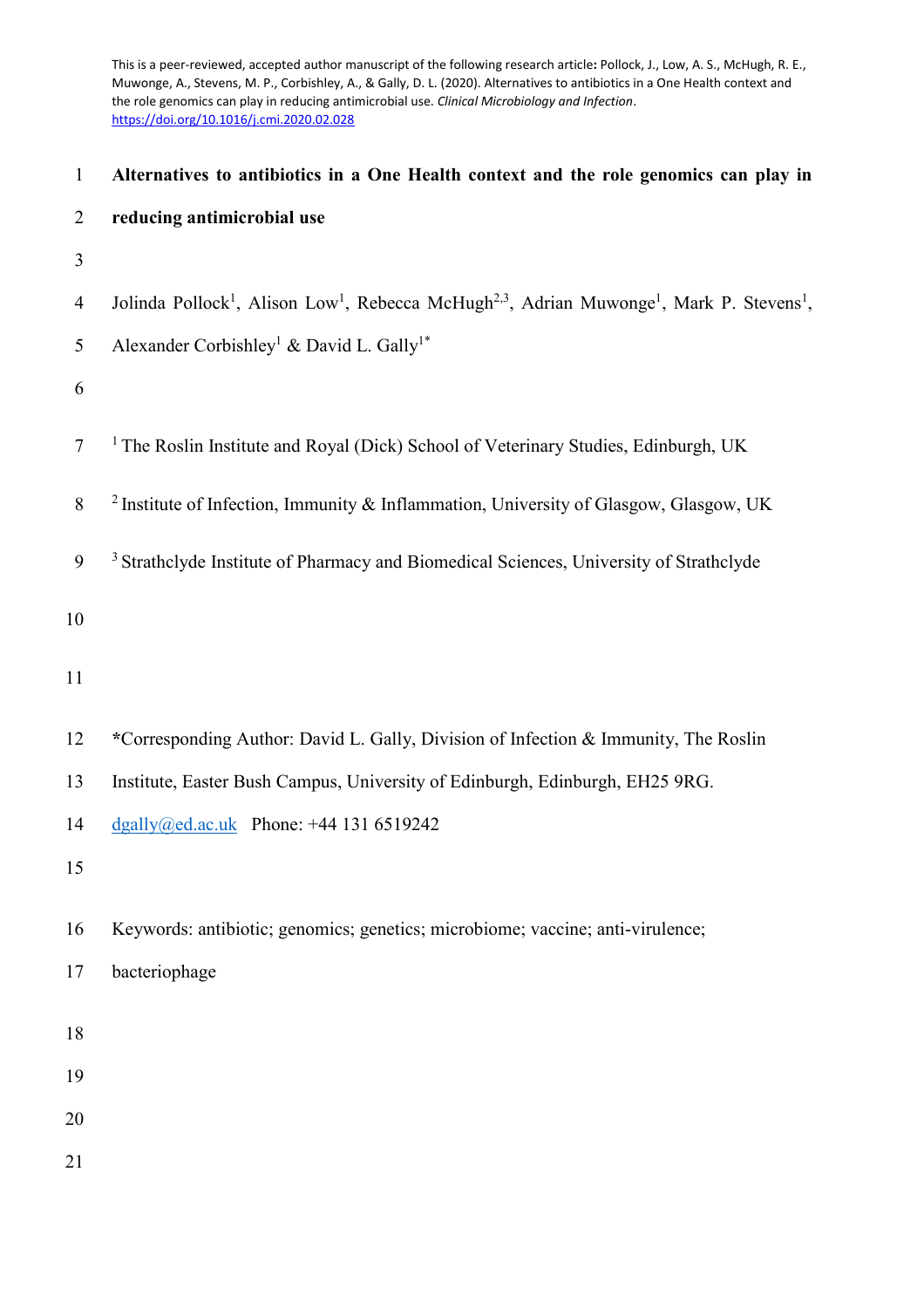This is a peer-reviewed, accepted author manuscript of the following research article: Pollock, J., Low, A. S., McHugh, R. E., Muwonge, A., Stevens, M. P., Corbishley, A., & Gally, D. L. (2020). Alternatives to antibiotics in a One Health context and the role genomics can play in reducing antimicrobial use. *Clinical Microbiology and Infection*. https://doi.org/10.1016/j.cmi.2020.02.028

# Alternatives to antibiotics in a One Health context and the role genomics can play in reducing antimicrobial use

Jolinda Pollock[1], Alison Low[1], Rebecca McHugh[2,3], Adrian Muwonge[1], Mark P. Stevens[1], Alexander Corbishley[1] & David L. Gally[1*]

[1] The Roslin Institute and Royal (Dick) School of Veterinary Studies, Edinburgh, UK

[2] Institute of Infection, Immunity & Inflammation, University of Glasgow, Glasgow, UK

[3] Strathclyde Institute of Pharmacy and Biomedical Sciences, University of Strathclyde

**\***Corresponding Author: David L. Gally, Division of Infection & Immunity, The Roslin Institute, Easter Bush Campus, University of Edinburgh, Edinburgh, EH25 9RG.

dgally@ed.ac.uk Phone: +44 131 6519242

Keywords: antibiotic; genomics; genetics; microbiome; vaccine; anti-virulence; bacteriophage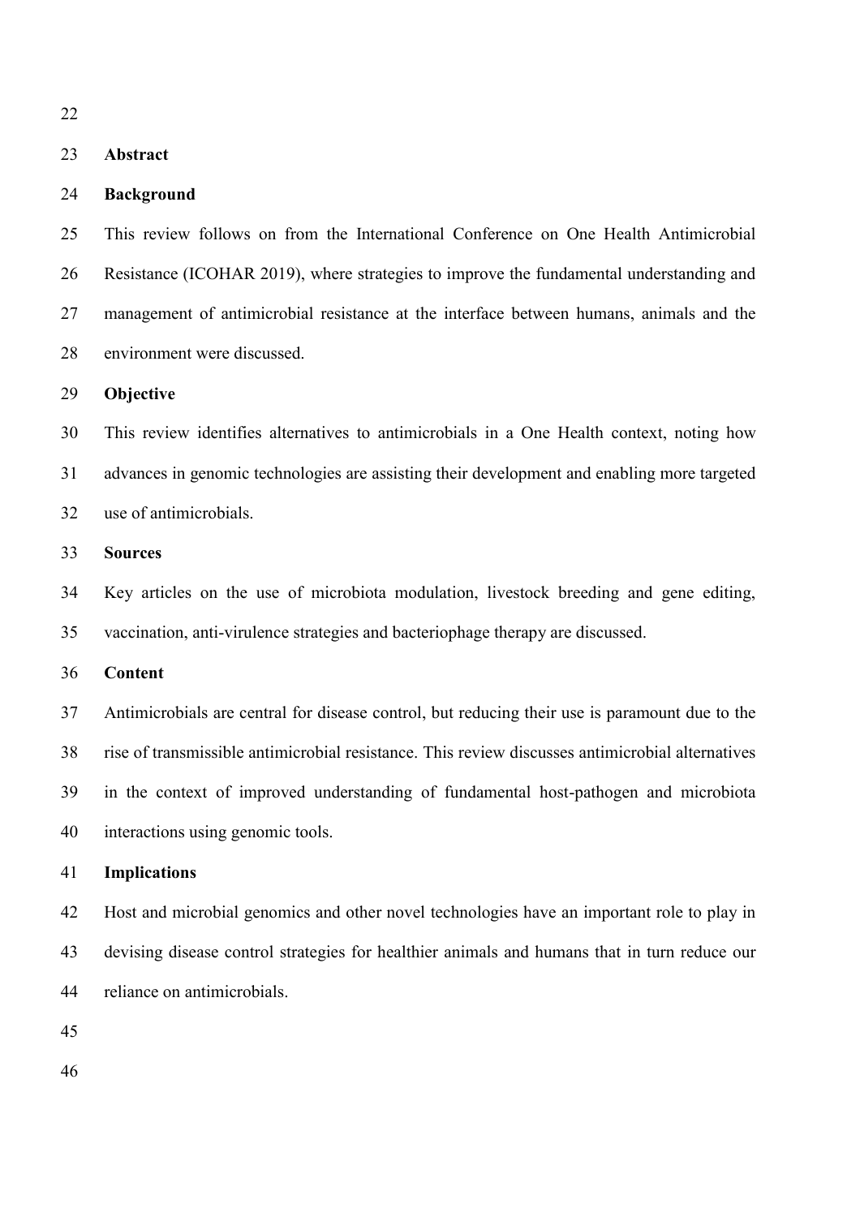## Abstract

### Background

This review follows on from the International Conference on One Health Antimicrobial Resistance (ICOHAR 2019), where strategies to improve the fundamental understanding and management of antimicrobial resistance at the interface between humans, animals and the environment were discussed.

### Objective

This review identifies alternatives to antimicrobials in a One Health context, noting how advances in genomic technologies are assisting their development and enabling more targeted use of antimicrobials.

### Sources

Key articles on the use of microbiota modulation, livestock breeding and gene editing, vaccination, anti-virulence strategies and bacteriophage therapy are discussed.

### Content

Antimicrobials are central for disease control, but reducing their use is paramount due to the rise of transmissible antimicrobial resistance. This review discusses antimicrobial alternatives in the context of improved understanding of fundamental host-pathogen and microbiota interactions using genomic tools.

### Implications

Host and microbial genomics and other novel technologies have an important role to play in devising disease control strategies for healthier animals and humans that in turn reduce our reliance on antimicrobials.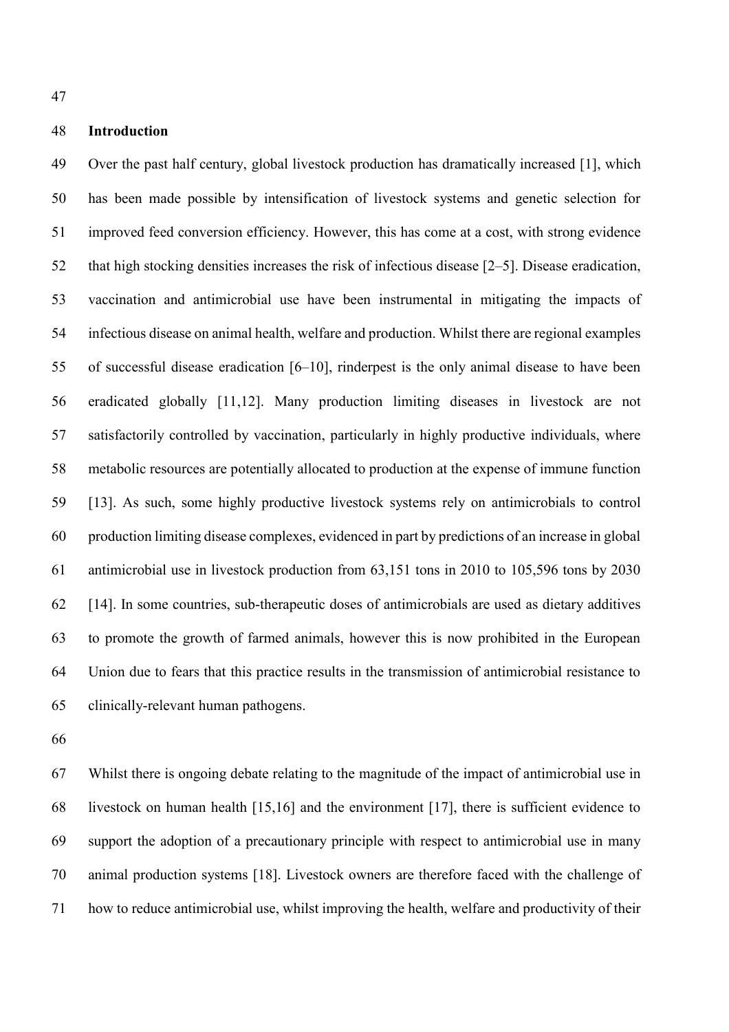## Introduction

Over the past half century, global livestock production has dramatically increased [1], which has been made possible by intensification of livestock systems and genetic selection for improved feed conversion efficiency. However, this has come at a cost, with strong evidence that high stocking densities increases the risk of infectious disease [2–5]. Disease eradication, vaccination and antimicrobial use have been instrumental in mitigating the impacts of infectious disease on animal health, welfare and production. Whilst there are regional examples of successful disease eradication [6–10], rinderpest is the only animal disease to have been eradicated globally [11,12]. Many production limiting diseases in livestock are not satisfactorily controlled by vaccination, particularly in highly productive individuals, where metabolic resources are potentially allocated to production at the expense of immune function [13]. As such, some highly productive livestock systems rely on antimicrobials to control production limiting disease complexes, evidenced in part by predictions of an increase in global antimicrobial use in livestock production from 63,151 tons in 2010 to 105,596 tons by 2030 [14]. In some countries, sub-therapeutic doses of antimicrobials are used as dietary additives to promote the growth of farmed animals, however this is now prohibited in the European Union due to fears that this practice results in the transmission of antimicrobial resistance to clinically-relevant human pathogens.

Whilst there is ongoing debate relating to the magnitude of the impact of antimicrobial use in livestock on human health [15,16] and the environment [17], there is sufficient evidence to support the adoption of a precautionary principle with respect to antimicrobial use in many animal production systems [18]. Livestock owners are therefore faced with the challenge of how to reduce antimicrobial use, whilst improving the health, welfare and productivity of their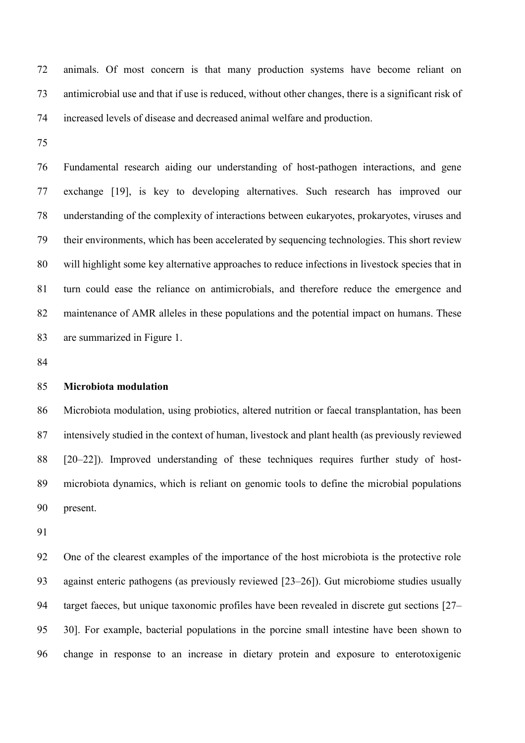animals. Of most concern is that many production systems have become reliant on antimicrobial use and that if use is reduced, without other changes, there is a significant risk of increased levels of disease and decreased animal welfare and production.

Fundamental research aiding our understanding of host-pathogen interactions, and gene exchange [19], is key to developing alternatives. Such research has improved our understanding of the complexity of interactions between eukaryotes, prokaryotes, viruses and their environments, which has been accelerated by sequencing technologies. This short review will highlight some key alternative approaches to reduce infections in livestock species that in turn could ease the reliance on antimicrobials, and therefore reduce the emergence and maintenance of AMR alleles in these populations and the potential impact on humans. These are summarized in Figure 1.

**Microbiota modulation**

Microbiota modulation, using probiotics, altered nutrition or faecal transplantation, has been intensively studied in the context of human, livestock and plant health (as previously reviewed [20–22]). Improved understanding of these techniques requires further study of host-microbiota dynamics, which is reliant on genomic tools to define the microbial populations present.

One of the clearest examples of the importance of the host microbiota is the protective role against enteric pathogens (as previously reviewed [23–26]). Gut microbiome studies usually target faeces, but unique taxonomic profiles have been revealed in discrete gut sections [27–30]. For example, bacterial populations in the porcine small intestine have been shown to change in response to an increase in dietary protein and exposure to enterotoxigenic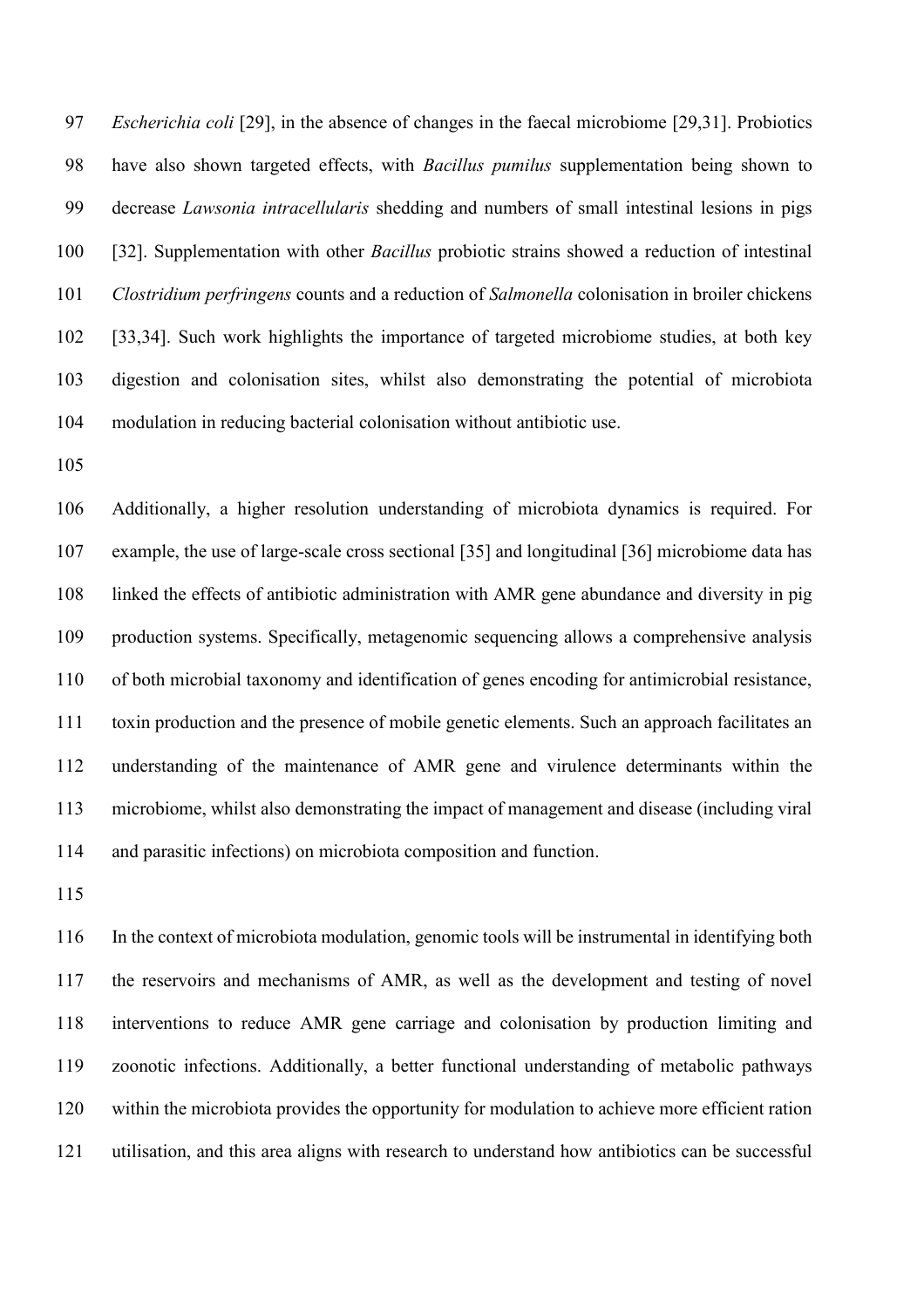*Escherichia coli* [29], in the absence of changes in the faecal microbiome [29,31]. Probiotics have also shown targeted effects, with *Bacillus pumilus* supplementation being shown to decrease *Lawsonia intracellularis* shedding and numbers of small intestinal lesions in pigs [32]. Supplementation with other *Bacillus* probiotic strains showed a reduction of intestinal *Clostridium perfringens* counts and a reduction of *Salmonella* colonisation in broiler chickens [33,34]. Such work highlights the importance of targeted microbiome studies, at both key digestion and colonisation sites, whilst also demonstrating the potential of microbiota modulation in reducing bacterial colonisation without antibiotic use.

Additionally, a higher resolution understanding of microbiota dynamics is required. For example, the use of large-scale cross sectional [35] and longitudinal [36] microbiome data has linked the effects of antibiotic administration with AMR gene abundance and diversity in pig production systems. Specifically, metagenomic sequencing allows a comprehensive analysis of both microbial taxonomy and identification of genes encoding for antimicrobial resistance, toxin production and the presence of mobile genetic elements. Such an approach facilitates an understanding of the maintenance of AMR gene and virulence determinants within the microbiome, whilst also demonstrating the impact of management and disease (including viral and parasitic infections) on microbiota composition and function.

In the context of microbiota modulation, genomic tools will be instrumental in identifying both the reservoirs and mechanisms of AMR, as well as the development and testing of novel interventions to reduce AMR gene carriage and colonisation by production limiting and zoonotic infections. Additionally, a better functional understanding of metabolic pathways within the microbiota provides the opportunity for modulation to achieve more efficient ration utilisation, and this area aligns with research to understand how antibiotics can be successful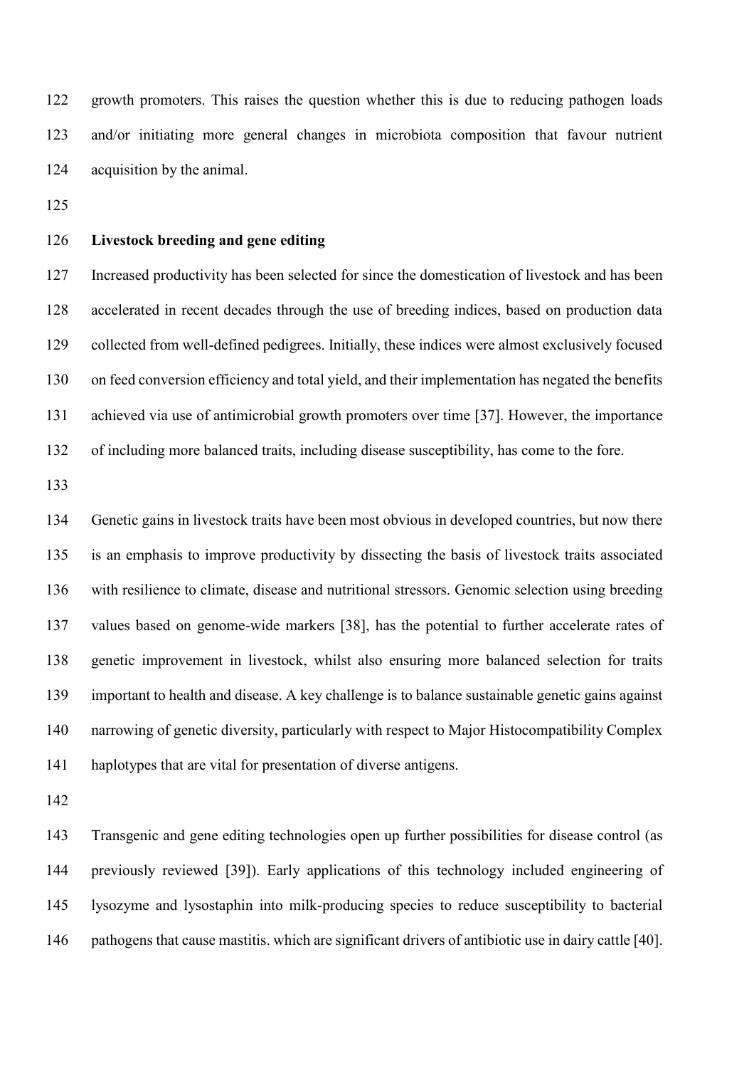growth promoters. This raises the question whether this is due to reducing pathogen loads and/or initiating more general changes in microbiota composition that favour nutrient acquisition by the animal.

## Livestock breeding and gene editing

Increased productivity has been selected for since the domestication of livestock and has been accelerated in recent decades through the use of breeding indices, based on production data collected from well-defined pedigrees. Initially, these indices were almost exclusively focused on feed conversion efficiency and total yield, and their implementation has negated the benefits achieved via use of antimicrobial growth promoters over time [37]. However, the importance of including more balanced traits, including disease susceptibility, has come to the fore.

Genetic gains in livestock traits have been most obvious in developed countries, but now there is an emphasis to improve productivity by dissecting the basis of livestock traits associated with resilience to climate, disease and nutritional stressors. Genomic selection using breeding values based on genome-wide markers [38], has the potential to further accelerate rates of genetic improvement in livestock, whilst also ensuring more balanced selection for traits important to health and disease. A key challenge is to balance sustainable genetic gains against narrowing of genetic diversity, particularly with respect to Major Histocompatibility Complex haplotypes that are vital for presentation of diverse antigens.

Transgenic and gene editing technologies open up further possibilities for disease control (as previously reviewed [39]). Early applications of this technology included engineering of lysozyme and lysostaphin into milk-producing species to reduce susceptibility to bacterial pathogens that cause mastitis. which are significant drivers of antibiotic use in dairy cattle [40].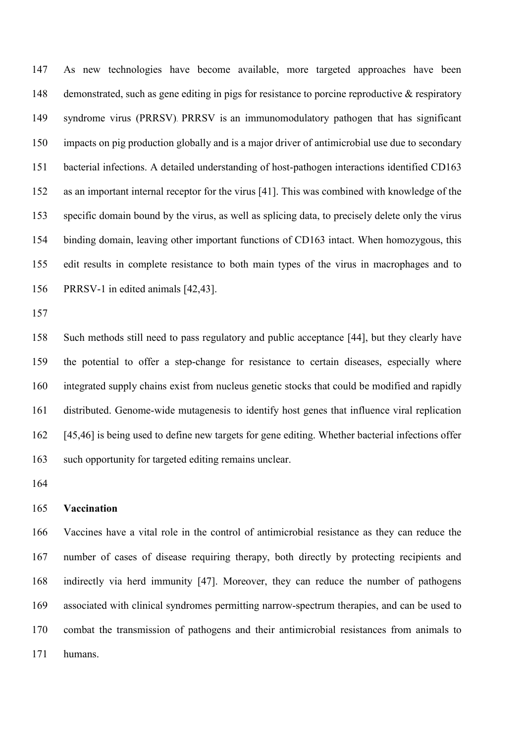As new technologies have become available, more targeted approaches have been demonstrated, such as gene editing in pigs for resistance to porcine reproductive & respiratory syndrome virus (PRRSV). PRRSV is an immunomodulatory pathogen that has significant impacts on pig production globally and is a major driver of antimicrobial use due to secondary bacterial infections. A detailed understanding of host-pathogen interactions identified CD163 as an important internal receptor for the virus [41]. This was combined with knowledge of the specific domain bound by the virus, as well as splicing data, to precisely delete only the virus binding domain, leaving other important functions of CD163 intact. When homozygous, this edit results in complete resistance to both main types of the virus in macrophages and to PRRSV-1 in edited animals [42,43].

Such methods still need to pass regulatory and public acceptance [44], but they clearly have the potential to offer a step-change for resistance to certain diseases, especially where integrated supply chains exist from nucleus genetic stocks that could be modified and rapidly distributed. Genome-wide mutagenesis to identify host genes that influence viral replication [45,46] is being used to define new targets for gene editing. Whether bacterial infections offer such opportunity for targeted editing remains unclear.

**Vaccination**

Vaccines have a vital role in the control of antimicrobial resistance as they can reduce the number of cases of disease requiring therapy, both directly by protecting recipients and indirectly via herd immunity [47]. Moreover, they can reduce the number of pathogens associated with clinical syndromes permitting narrow-spectrum therapies, and can be used to combat the transmission of pathogens and their antimicrobial resistances from animals to humans.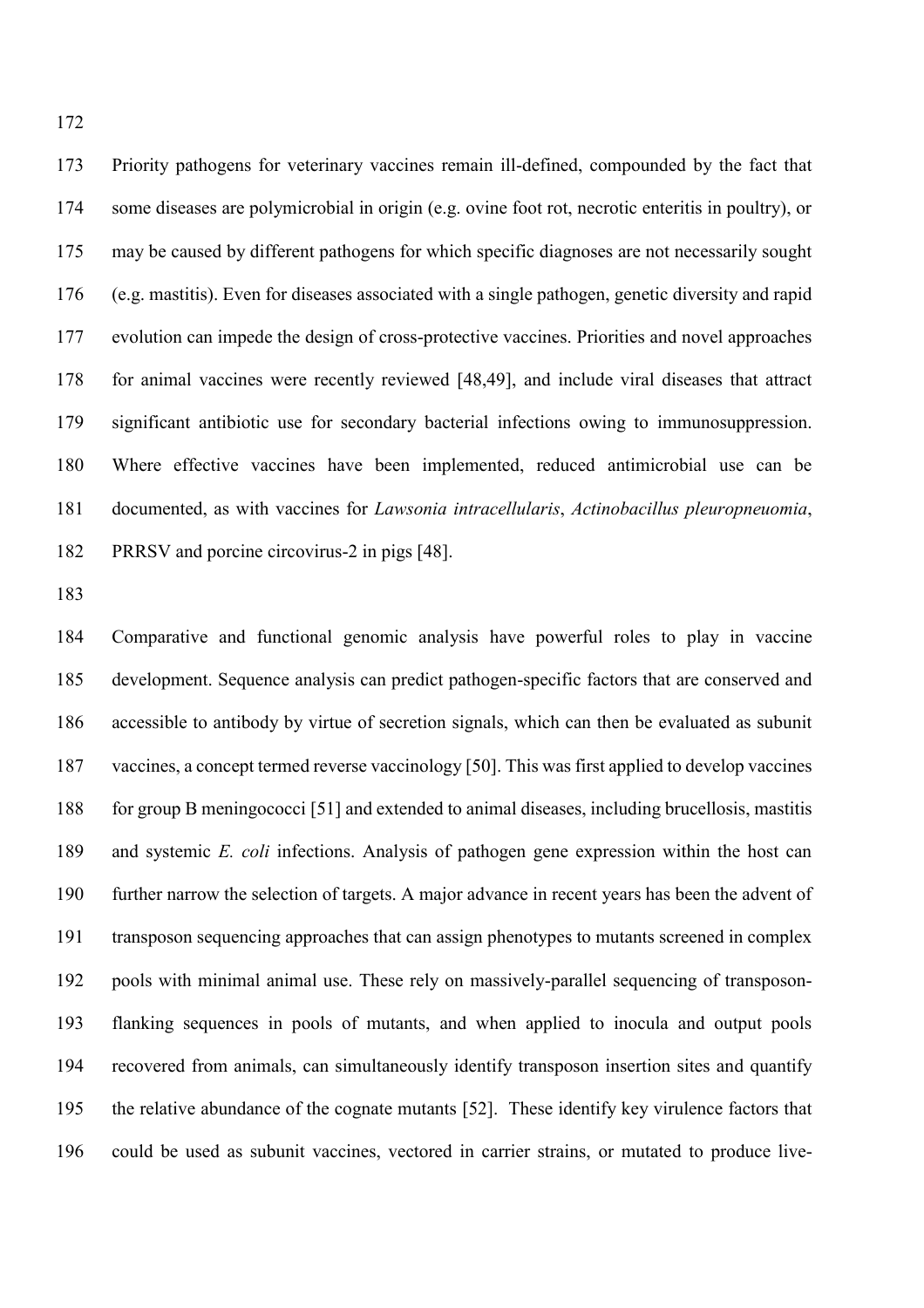Priority pathogens for veterinary vaccines remain ill-defined, compounded by the fact that some diseases are polymicrobial in origin (e.g. ovine foot rot, necrotic enteritis in poultry), or may be caused by different pathogens for which specific diagnoses are not necessarily sought (e.g. mastitis). Even for diseases associated with a single pathogen, genetic diversity and rapid evolution can impede the design of cross-protective vaccines. Priorities and novel approaches for animal vaccines were recently reviewed [48,49], and include viral diseases that attract significant antibiotic use for secondary bacterial infections owing to immunosuppression. Where effective vaccines have been implemented, reduced antimicrobial use can be documented, as with vaccines for *Lawsonia intracellularis*, *Actinobacillus pleuropneuomia*, PRRSV and porcine circovirus-2 in pigs [48].

Comparative and functional genomic analysis have powerful roles to play in vaccine development. Sequence analysis can predict pathogen-specific factors that are conserved and accessible to antibody by virtue of secretion signals, which can then be evaluated as subunit vaccines, a concept termed reverse vaccinology [50]. This was first applied to develop vaccines for group B meningococci [51] and extended to animal diseases, including brucellosis, mastitis and systemic *E. coli* infections. Analysis of pathogen gene expression within the host can further narrow the selection of targets. A major advance in recent years has been the advent of transposon sequencing approaches that can assign phenotypes to mutants screened in complex pools with minimal animal use. These rely on massively-parallel sequencing of transposon-flanking sequences in pools of mutants, and when applied to inocula and output pools recovered from animals, can simultaneously identify transposon insertion sites and quantify the relative abundance of the cognate mutants [52]. These identify key virulence factors that could be used as subunit vaccines, vectored in carrier strains, or mutated to produce live-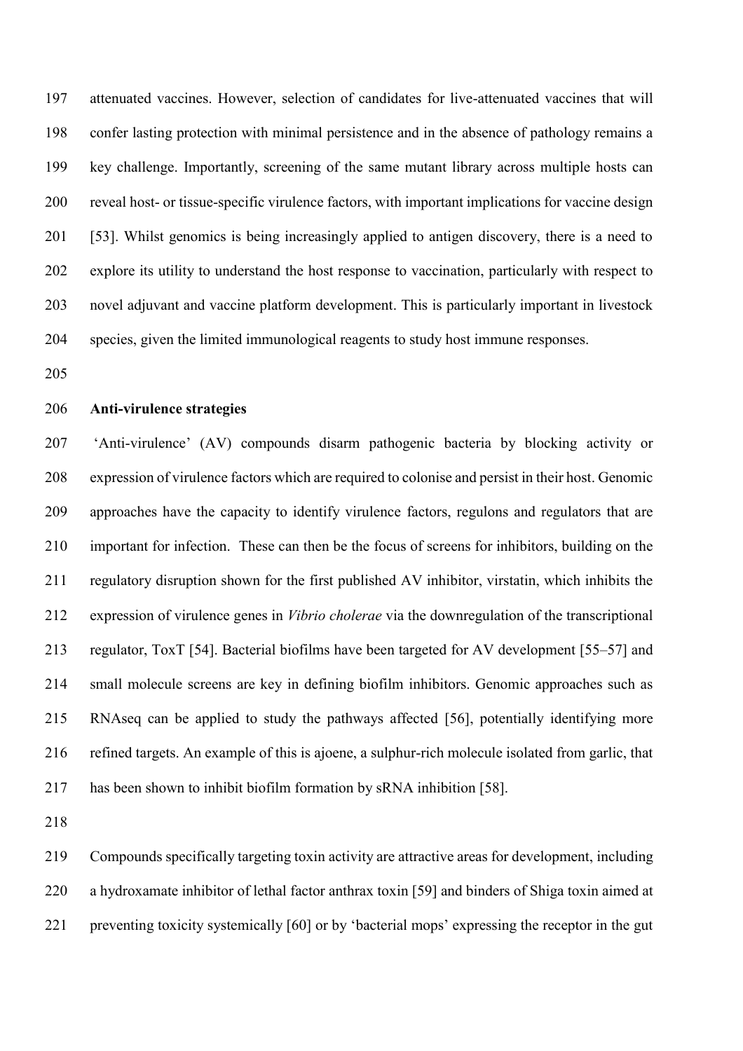attenuated vaccines. However, selection of candidates for live-attenuated vaccines that will confer lasting protection with minimal persistence and in the absence of pathology remains a key challenge. Importantly, screening of the same mutant library across multiple hosts can reveal host- or tissue-specific virulence factors, with important implications for vaccine design [53]. Whilst genomics is being increasingly applied to antigen discovery, there is a need to explore its utility to understand the host response to vaccination, particularly with respect to novel adjuvant and vaccine platform development. This is particularly important in livestock species, given the limited immunological reagents to study host immune responses.

**Anti-virulence strategies**

'Anti-virulence' (AV) compounds disarm pathogenic bacteria by blocking activity or expression of virulence factors which are required to colonise and persist in their host. Genomic approaches have the capacity to identify virulence factors, regulons and regulators that are important for infection. These can then be the focus of screens for inhibitors, building on the regulatory disruption shown for the first published AV inhibitor, virstatin, which inhibits the expression of virulence genes in *Vibrio cholerae* via the downregulation of the transcriptional regulator, ToxT [54]. Bacterial biofilms have been targeted for AV development [55–57] and small molecule screens are key in defining biofilm inhibitors. Genomic approaches such as RNAseq can be applied to study the pathways affected [56], potentially identifying more refined targets. An example of this is ajoene, a sulphur-rich molecule isolated from garlic, that has been shown to inhibit biofilm formation by sRNA inhibition [58].

Compounds specifically targeting toxin activity are attractive areas for development, including a hydroxamate inhibitor of lethal factor anthrax toxin [59] and binders of Shiga toxin aimed at preventing toxicity systemically [60] or by 'bacterial mops' expressing the receptor in the gut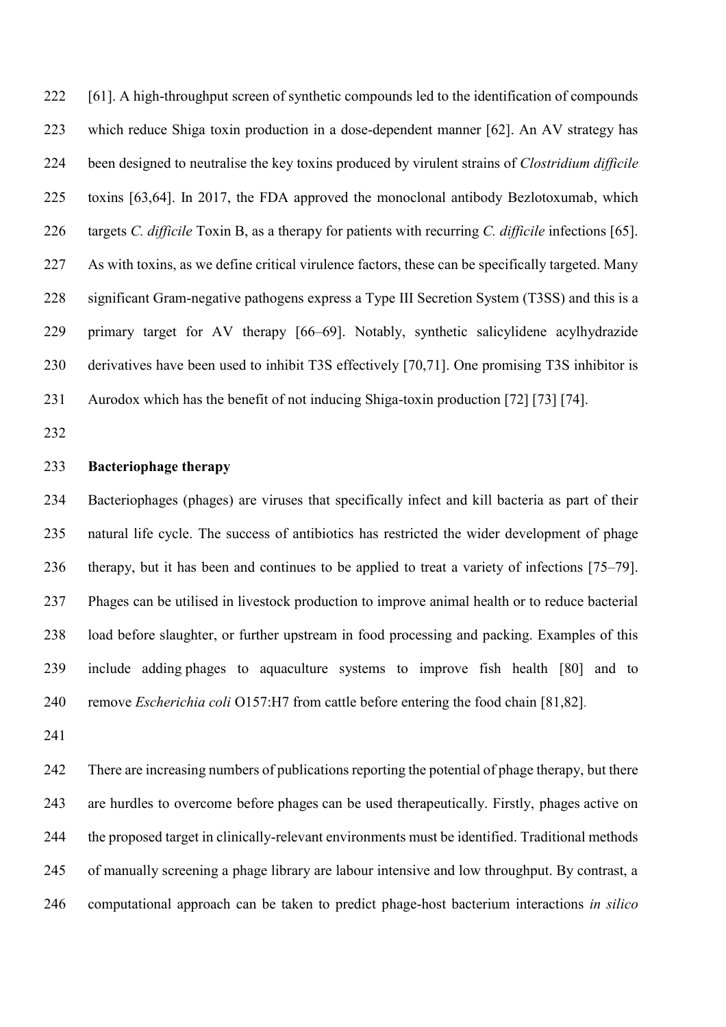[61]. A high-throughput screen of synthetic compounds led to the identification of compounds which reduce Shiga toxin production in a dose-dependent manner [62]. An AV strategy has been designed to neutralise the key toxins produced by virulent strains of *Clostridium difficile* toxins [63,64]. In 2017, the FDA approved the monoclonal antibody Bezlotoxumab, which targets *C. difficile* Toxin B, as a therapy for patients with recurring *C. difficile* infections [65]. As with toxins, as we define critical virulence factors, these can be specifically targeted. Many significant Gram-negative pathogens express a Type III Secretion System (T3SS) and this is a primary target for AV therapy [66–69]. Notably, synthetic salicylidene acylhydrazide derivatives have been used to inhibit T3S effectively [70,71]. One promising T3S inhibitor is Aurodox which has the benefit of not inducing Shiga-toxin production [72] [73] [74].

**Bacteriophage therapy**

Bacteriophages (phages) are viruses that specifically infect and kill bacteria as part of their natural life cycle. The success of antibiotics has restricted the wider development of phage therapy, but it has been and continues to be applied to treat a variety of infections [75–79]. Phages can be utilised in livestock production to improve animal health or to reduce bacterial load before slaughter, or further upstream in food processing and packing. Examples of this include adding phages to aquaculture systems to improve fish health [80] and to remove *Escherichia coli* O157:H7 from cattle before entering the food chain [81,82].

There are increasing numbers of publications reporting the potential of phage therapy, but there are hurdles to overcome before phages can be used therapeutically. Firstly, phages active on the proposed target in clinically-relevant environments must be identified. Traditional methods of manually screening a phage library are labour intensive and low throughput. By contrast, a computational approach can be taken to predict phage-host bacterium interactions *in silico*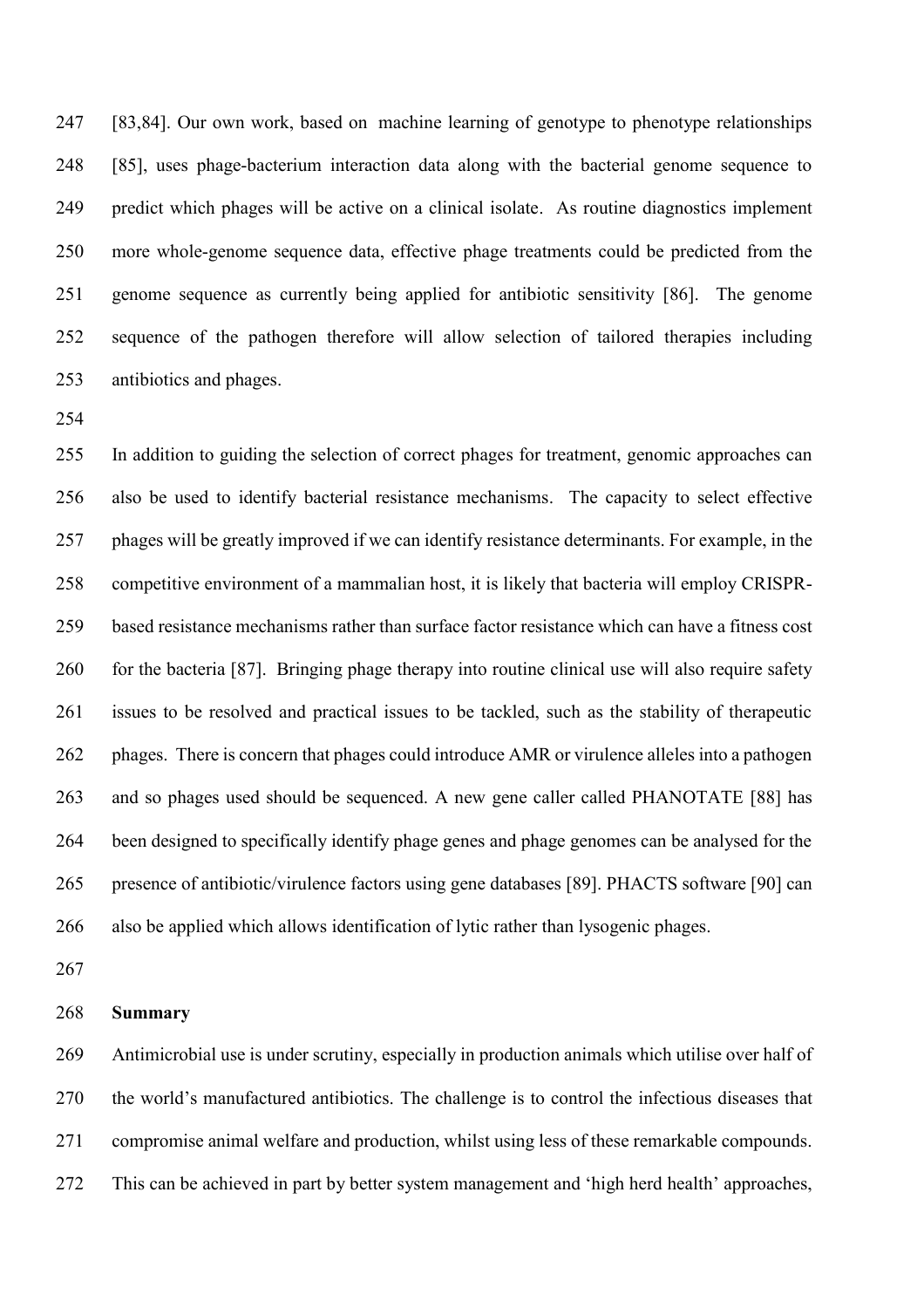[83,84]. Our own work, based on machine learning of genotype to phenotype relationships [85], uses phage-bacterium interaction data along with the bacterial genome sequence to predict which phages will be active on a clinical isolate. As routine diagnostics implement more whole-genome sequence data, effective phage treatments could be predicted from the genome sequence as currently being applied for antibiotic sensitivity [86]. The genome sequence of the pathogen therefore will allow selection of tailored therapies including antibiotics and phages.

In addition to guiding the selection of correct phages for treatment, genomic approaches can also be used to identify bacterial resistance mechanisms. The capacity to select effective phages will be greatly improved if we can identify resistance determinants. For example, in the competitive environment of a mammalian host, it is likely that bacteria will employ CRISPR-based resistance mechanisms rather than surface factor resistance which can have a fitness cost for the bacteria [87]. Bringing phage therapy into routine clinical use will also require safety issues to be resolved and practical issues to be tackled, such as the stability of therapeutic phages. There is concern that phages could introduce AMR or virulence alleles into a pathogen and so phages used should be sequenced. A new gene caller called PHANOTATE [88] has been designed to specifically identify phage genes and phage genomes can be analysed for the presence of antibiotic/virulence factors using gene databases [89]. PHACTS software [90] can also be applied which allows identification of lytic rather than lysogenic phages.

## Summary

Antimicrobial use is under scrutiny, especially in production animals which utilise over half of the world's manufactured antibiotics. The challenge is to control the infectious diseases that compromise animal welfare and production, whilst using less of these remarkable compounds. This can be achieved in part by better system management and 'high herd health' approaches,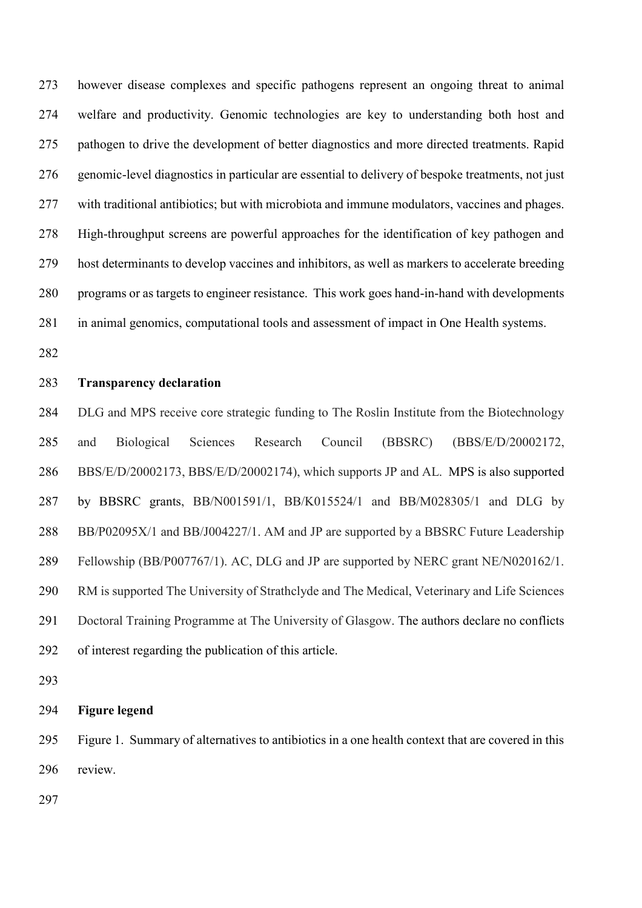however disease complexes and specific pathogens represent an ongoing threat to animal welfare and productivity. Genomic technologies are key to understanding both host and pathogen to drive the development of better diagnostics and more directed treatments. Rapid genomic-level diagnostics in particular are essential to delivery of bespoke treatments, not just with traditional antibiotics; but with microbiota and immune modulators, vaccines and phages. High-throughput screens are powerful approaches for the identification of key pathogen and host determinants to develop vaccines and inhibitors, as well as markers to accelerate breeding programs or as targets to engineer resistance. This work goes hand-in-hand with developments in animal genomics, computational tools and assessment of impact in One Health systems.

**Transparency declaration**

DLG and MPS receive core strategic funding to The Roslin Institute from the Biotechnology and Biological Sciences Research Council (BBSRC) (BBS/E/D/20002172, BBS/E/D/20002173, BBS/E/D/20002174), which supports JP and AL. MPS is also supported by BBSRC grants, BB/N001591/1, BB/K015524/1 and BB/M028305/1 and DLG by BB/P02095X/1 and BB/J004227/1. AM and JP are supported by a BBSRC Future Leadership Fellowship (BB/P007767/1). AC, DLG and JP are supported by NERC grant NE/N020162/1. RM is supported The University of Strathclyde and The Medical, Veterinary and Life Sciences Doctoral Training Programme at The University of Glasgow. The authors declare no conflicts of interest regarding the publication of this article.

**Figure legend**

Figure 1. Summary of alternatives to antibiotics in a one health context that are covered in this review.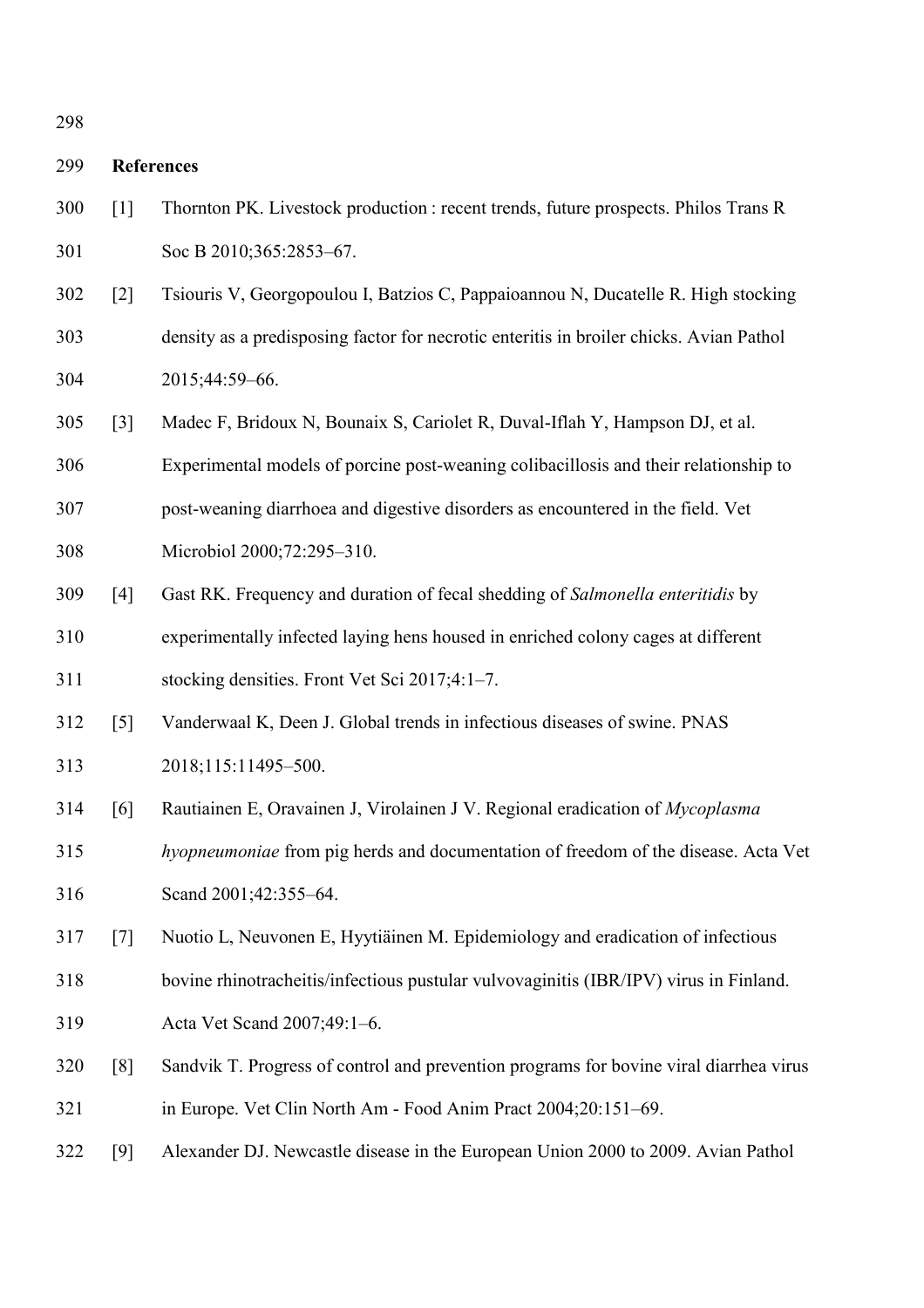## References

[1] Thornton PK. Livestock production : recent trends, future prospects. Philos Trans R Soc B 2010;365:2853–67.

[2] Tsiouris V, Georgopoulou I, Batzios C, Pappaioannou N, Ducatelle R. High stocking density as a predisposing factor for necrotic enteritis in broiler chicks. Avian Pathol 2015;44:59–66.

[3] Madec F, Bridoux N, Bounaix S, Cariolet R, Duval-Iflah Y, Hampson DJ, et al. Experimental models of porcine post-weaning colibacillosis and their relationship to post-weaning diarrhoea and digestive disorders as encountered in the field. Vet Microbiol 2000;72:295–310.

[4] Gast RK. Frequency and duration of fecal shedding of *Salmonella enteritidis* by experimentally infected laying hens housed in enriched colony cages at different stocking densities. Front Vet Sci 2017;4:1–7.

[5] Vanderwaal K, Deen J. Global trends in infectious diseases of swine. PNAS 2018;115:11495–500.

[6] Rautiainen E, Oravainen J, Virolainen J V. Regional eradication of *Mycoplasma hyopneumoniae* from pig herds and documentation of freedom of the disease. Acta Vet Scand 2001;42:355–64.

[7] Nuotio L, Neuvonen E, Hyytiäinen M. Epidemiology and eradication of infectious bovine rhinotracheitis/infectious pustular vulvovaginitis (IBR/IPV) virus in Finland. Acta Vet Scand 2007;49:1–6.

[8] Sandvik T. Progress of control and prevention programs for bovine viral diarrhea virus in Europe. Vet Clin North Am - Food Anim Pract 2004;20:151–69.

[9] Alexander DJ. Newcastle disease in the European Union 2000 to 2009. Avian Pathol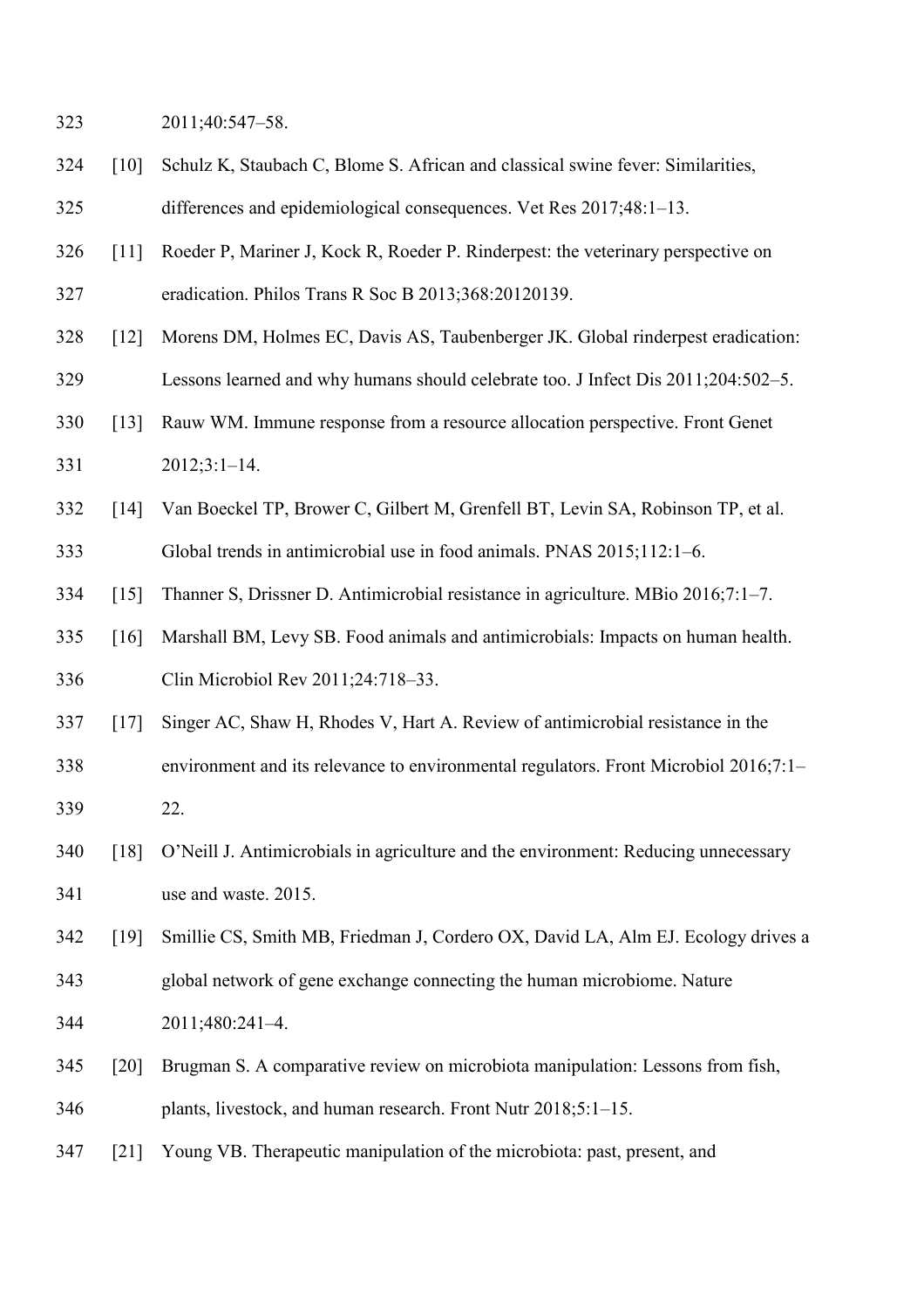2011;40:547–58.

[10] Schulz K, Staubach C, Blome S. African and classical swine fever: Similarities, differences and epidemiological consequences. Vet Res 2017;48:1–13.

[11] Roeder P, Mariner J, Kock R, Roeder P. Rinderpest: the veterinary perspective on eradication. Philos Trans R Soc B 2013;368:20120139.

[12] Morens DM, Holmes EC, Davis AS, Taubenberger JK. Global rinderpest eradication: Lessons learned and why humans should celebrate too. J Infect Dis 2011;204:502–5.

[13] Rauw WM. Immune response from a resource allocation perspective. Front Genet 2012;3:1–14.

[14] Van Boeckel TP, Brower C, Gilbert M, Grenfell BT, Levin SA, Robinson TP, et al. Global trends in antimicrobial use in food animals. PNAS 2015;112:1–6.

[15] Thanner S, Drissner D. Antimicrobial resistance in agriculture. MBio 2016;7:1–7.

[16] Marshall BM, Levy SB. Food animals and antimicrobials: Impacts on human health. Clin Microbiol Rev 2011;24:718–33.

[17] Singer AC, Shaw H, Rhodes V, Hart A. Review of antimicrobial resistance in the environment and its relevance to environmental regulators. Front Microbiol 2016;7:1–22.

[18] O'Neill J. Antimicrobials in agriculture and the environment: Reducing unnecessary use and waste. 2015.

[19] Smillie CS, Smith MB, Friedman J, Cordero OX, David LA, Alm EJ. Ecology drives a global network of gene exchange connecting the human microbiome. Nature 2011;480:241–4.

[20] Brugman S. A comparative review on microbiota manipulation: Lessons from fish, plants, livestock, and human research. Front Nutr 2018;5:1–15.

[21] Young VB. Therapeutic manipulation of the microbiota: past, present, and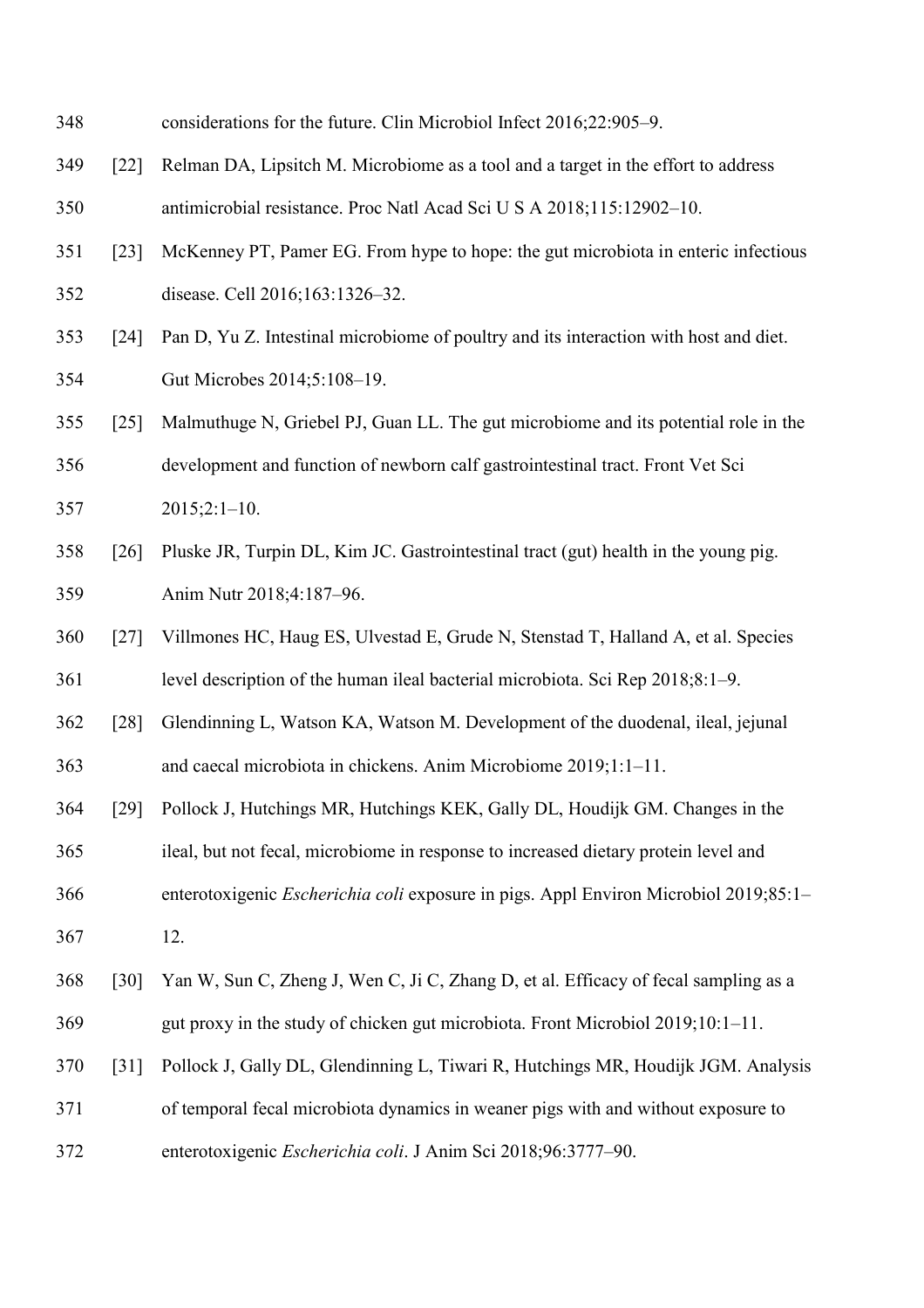considerations for the future. Clin Microbiol Infect 2016;22:905–9.

[22] Relman DA, Lipsitch M. Microbiome as a tool and a target in the effort to address antimicrobial resistance. Proc Natl Acad Sci U S A 2018;115:12902–10.

[23] McKenney PT, Pamer EG. From hype to hope: the gut microbiota in enteric infectious disease. Cell 2016;163:1326–32.

[24] Pan D, Yu Z. Intestinal microbiome of poultry and its interaction with host and diet. Gut Microbes 2014;5:108–19.

[25] Malmuthuge N, Griebel PJ, Guan LL. The gut microbiome and its potential role in the development and function of newborn calf gastrointestinal tract. Front Vet Sci 2015;2:1–10.

[26] Pluske JR, Turpin DL, Kim JC. Gastrointestinal tract (gut) health in the young pig. Anim Nutr 2018;4:187–96.

[27] Villmones HC, Haug ES, Ulvestad E, Grude N, Stenstad T, Halland A, et al. Species level description of the human ileal bacterial microbiota. Sci Rep 2018;8:1–9.

[28] Glendinning L, Watson KA, Watson M. Development of the duodenal, ileal, jejunal and caecal microbiota in chickens. Anim Microbiome 2019;1:1–11.

[29] Pollock J, Hutchings MR, Hutchings KEK, Gally DL, Houdijk GM. Changes in the ileal, but not fecal, microbiome in response to increased dietary protein level and enterotoxigenic *Escherichia coli* exposure in pigs. Appl Environ Microbiol 2019;85:1–12.

[30] Yan W, Sun C, Zheng J, Wen C, Ji C, Zhang D, et al. Efficacy of fecal sampling as a gut proxy in the study of chicken gut microbiota. Front Microbiol 2019;10:1–11.

[31] Pollock J, Gally DL, Glendinning L, Tiwari R, Hutchings MR, Houdijk JGM. Analysis of temporal fecal microbiota dynamics in weaner pigs with and without exposure to enterotoxigenic *Escherichia coli*. J Anim Sci 2018;96:3777–90.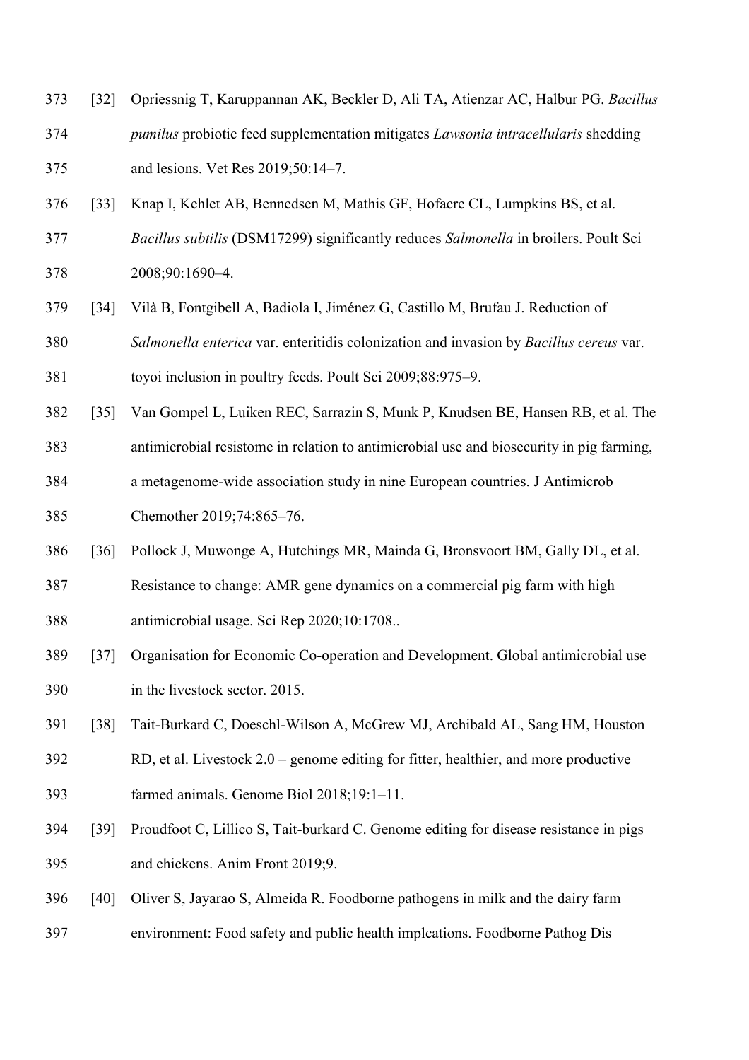[32] Opriessnig T, Karuppannan AK, Beckler D, Ali TA, Atienzar AC, Halbur PG. *Bacillus pumilus* probiotic feed supplementation mitigates *Lawsonia intracellularis* shedding and lesions. Vet Res 2019;50:14–7.

[33] Knap I, Kehlet AB, Bennedsen M, Mathis GF, Hofacre CL, Lumpkins BS, et al. *Bacillus subtilis* (DSM17299) significantly reduces *Salmonella* in broilers. Poult Sci 2008;90:1690–4.

[34] Vilà B, Fontgibell A, Badiola I, Jiménez G, Castillo M, Brufau J. Reduction of *Salmonella enterica* var. enteritidis colonization and invasion by *Bacillus cereus* var. toyoi inclusion in poultry feeds. Poult Sci 2009;88:975–9.

[35] Van Gompel L, Luiken REC, Sarrazin S, Munk P, Knudsen BE, Hansen RB, et al. The antimicrobial resistome in relation to antimicrobial use and biosecurity in pig farming, a metagenome-wide association study in nine European countries. J Antimicrob Chemother 2019;74:865–76.

[36] Pollock J, Muwonge A, Hutchings MR, Mainda G, Bronsvoort BM, Gally DL, et al. Resistance to change: AMR gene dynamics on a commercial pig farm with high antimicrobial usage. Sci Rep 2020;10:1708..

[37] Organisation for Economic Co-operation and Development. Global antimicrobial use in the livestock sector. 2015.

[38] Tait-Burkard C, Doeschl-Wilson A, McGrew MJ, Archibald AL, Sang HM, Houston RD, et al. Livestock 2.0 – genome editing for fitter, healthier, and more productive farmed animals. Genome Biol 2018;19:1–11.

[39] Proudfoot C, Lillico S, Tait-burkard C. Genome editing for disease resistance in pigs and chickens. Anim Front 2019;9.

[40] Oliver S, Jayarao S, Almeida R. Foodborne pathogens in milk and the dairy farm environment: Food safety and public health implcations. Foodborne Pathog Dis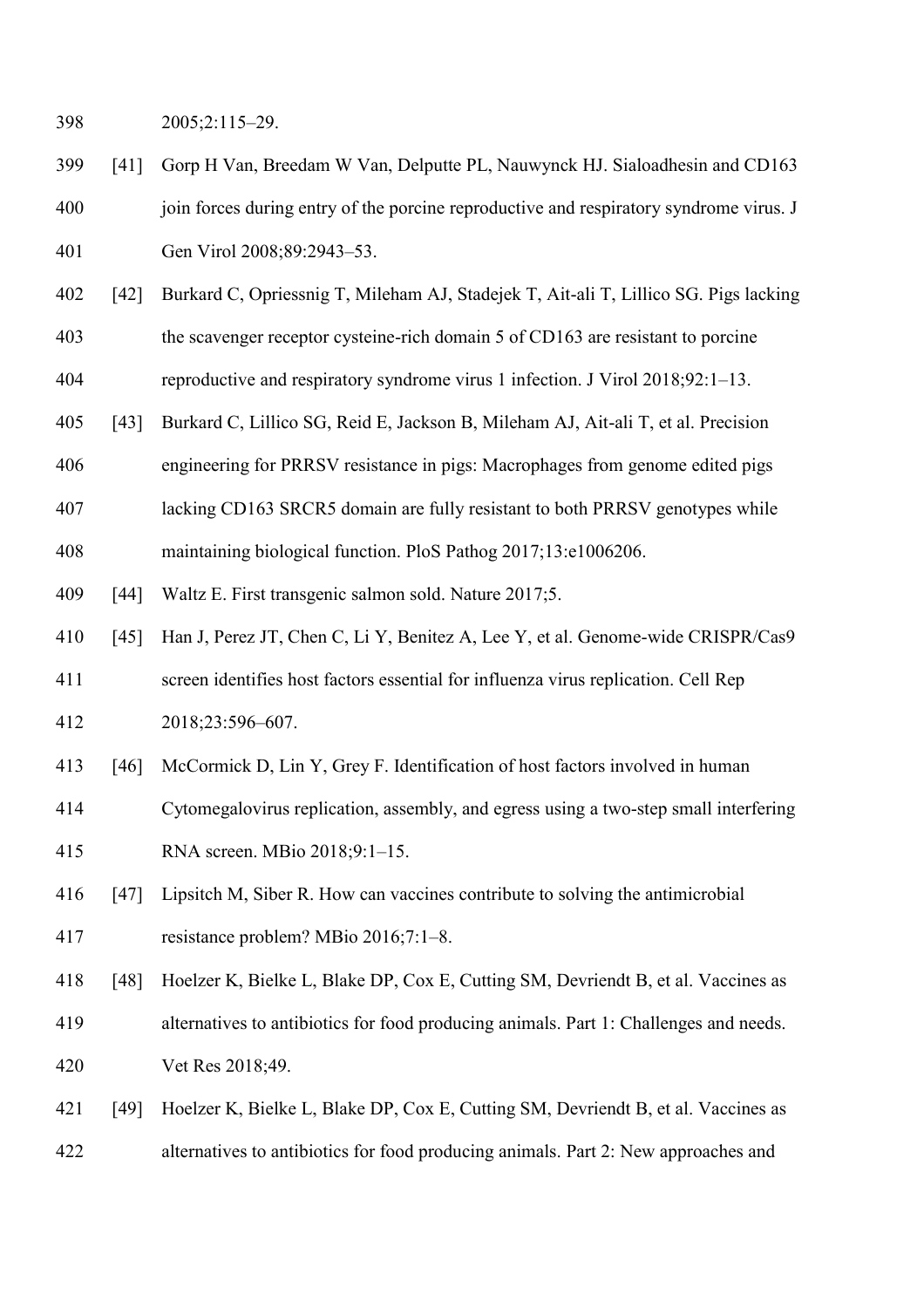2005;2:115–29.

[41] Gorp H Van, Breedam W Van, Delputte PL, Nauwynck HJ. Sialoadhesin and CD163 join forces during entry of the porcine reproductive and respiratory syndrome virus. J Gen Virol 2008;89:2943–53.

[42] Burkard C, Opriessnig T, Mileham AJ, Stadejek T, Ait-ali T, Lillico SG. Pigs lacking the scavenger receptor cysteine-rich domain 5 of CD163 are resistant to porcine reproductive and respiratory syndrome virus 1 infection. J Virol 2018;92:1–13.

[43] Burkard C, Lillico SG, Reid E, Jackson B, Mileham AJ, Ait-ali T, et al. Precision engineering for PRRSV resistance in pigs: Macrophages from genome edited pigs lacking CD163 SRCR5 domain are fully resistant to both PRRSV genotypes while maintaining biological function. PloS Pathog 2017;13:e1006206.

[44] Waltz E. First transgenic salmon sold. Nature 2017;5.

[45] Han J, Perez JT, Chen C, Li Y, Benitez A, Lee Y, et al. Genome-wide CRISPR/Cas9 screen identifies host factors essential for influenza virus replication. Cell Rep 2018;23:596–607.

[46] McCormick D, Lin Y, Grey F. Identification of host factors involved in human Cytomegalovirus replication, assembly, and egress using a two-step small interfering RNA screen. MBio 2018;9:1–15.

[47] Lipsitch M, Siber R. How can vaccines contribute to solving the antimicrobial resistance problem? MBio 2016;7:1–8.

[48] Hoelzer K, Bielke L, Blake DP, Cox E, Cutting SM, Devriendt B, et al. Vaccines as alternatives to antibiotics for food producing animals. Part 1: Challenges and needs. Vet Res 2018;49.

[49] Hoelzer K, Bielke L, Blake DP, Cox E, Cutting SM, Devriendt B, et al. Vaccines as alternatives to antibiotics for food producing animals. Part 2: New approaches and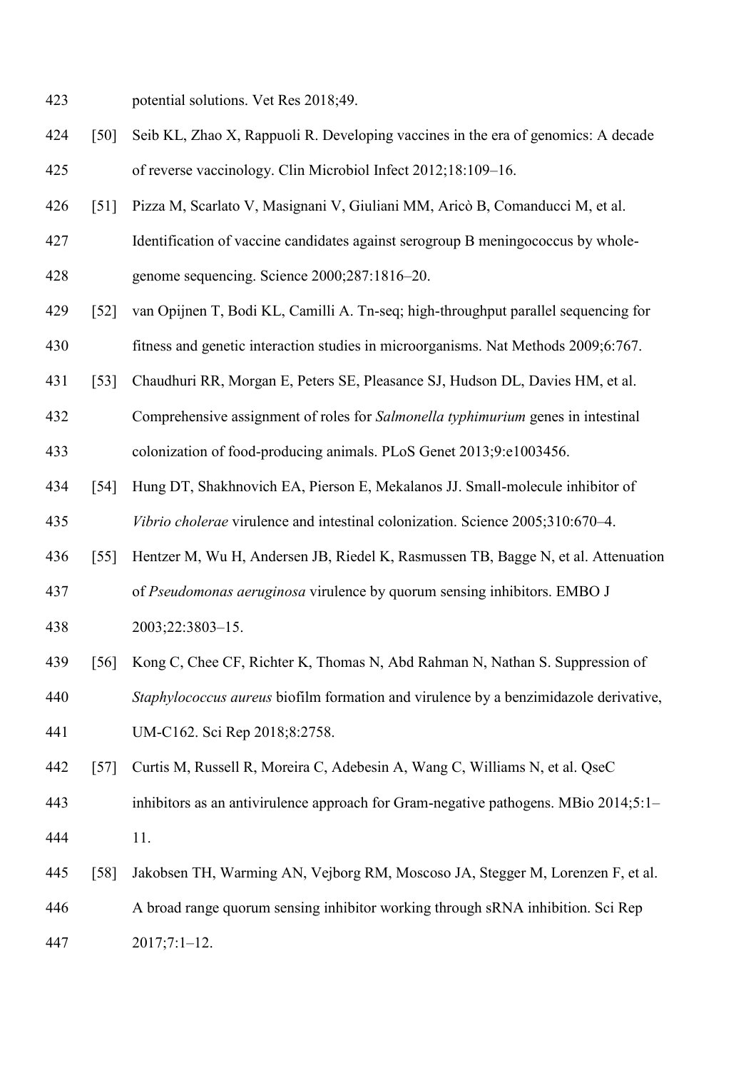potential solutions. Vet Res 2018;49.

[50] Seib KL, Zhao X, Rappuoli R. Developing vaccines in the era of genomics: A decade of reverse vaccinology. Clin Microbiol Infect 2012;18:109–16.

[51] Pizza M, Scarlato V, Masignani V, Giuliani MM, Aricò B, Comanducci M, et al. Identification of vaccine candidates against serogroup B meningococcus by whole-genome sequencing. Science 2000;287:1816–20.

[52] van Opijnen T, Bodi KL, Camilli A. Tn-seq; high-throughput parallel sequencing for fitness and genetic interaction studies in microorganisms. Nat Methods 2009;6:767.

[53] Chaudhuri RR, Morgan E, Peters SE, Pleasance SJ, Hudson DL, Davies HM, et al. Comprehensive assignment of roles for *Salmonella typhimurium* genes in intestinal colonization of food-producing animals. PLoS Genet 2013;9:e1003456.

[54] Hung DT, Shakhnovich EA, Pierson E, Mekalanos JJ. Small-molecule inhibitor of *Vibrio cholerae* virulence and intestinal colonization. Science 2005;310:670–4.

[55] Hentzer M, Wu H, Andersen JB, Riedel K, Rasmussen TB, Bagge N, et al. Attenuation of *Pseudomonas aeruginosa* virulence by quorum sensing inhibitors. EMBO J 2003;22:3803–15.

[56] Kong C, Chee CF, Richter K, Thomas N, Abd Rahman N, Nathan S. Suppression of *Staphylococcus aureus* biofilm formation and virulence by a benzimidazole derivative, UM-C162. Sci Rep 2018;8:2758.

[57] Curtis M, Russell R, Moreira C, Adebesin A, Wang C, Williams N, et al. QseC inhibitors as an antivirulence approach for Gram-negative pathogens. MBio 2014;5:1–11.

[58] Jakobsen TH, Warming AN, Vejborg RM, Moscoso JA, Stegger M, Lorenzen F, et al. A broad range quorum sensing inhibitor working through sRNA inhibition. Sci Rep 2017;7:1–12.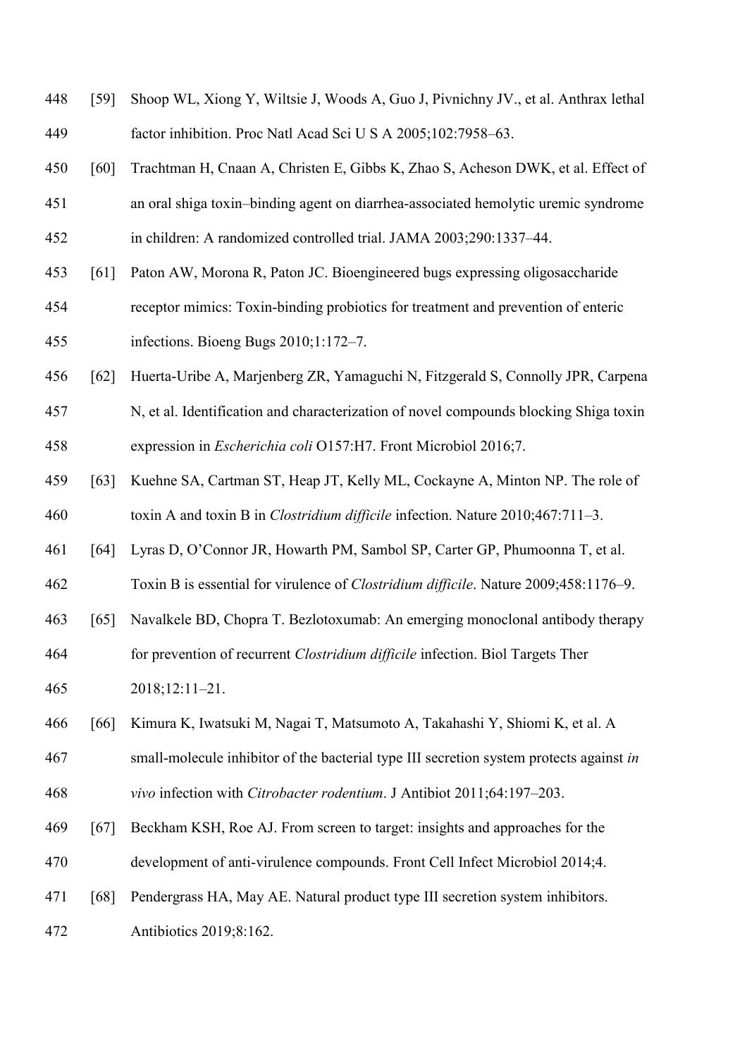[59] Shoop WL, Xiong Y, Wiltsie J, Woods A, Guo J, Pivnichny JV., et al. Anthrax lethal factor inhibition. Proc Natl Acad Sci U S A 2005;102:7958–63.

[60] Trachtman H, Cnaan A, Christen E, Gibbs K, Zhao S, Acheson DWK, et al. Effect of an oral shiga toxin–binding agent on diarrhea-associated hemolytic uremic syndrome in children: A randomized controlled trial. JAMA 2003;290:1337–44.

[61] Paton AW, Morona R, Paton JC. Bioengineered bugs expressing oligosaccharide receptor mimics: Toxin-binding probiotics for treatment and prevention of enteric infections. Bioeng Bugs 2010;1:172–7.

[62] Huerta-Uribe A, Marjenberg ZR, Yamaguchi N, Fitzgerald S, Connolly JPR, Carpena N, et al. Identification and characterization of novel compounds blocking Shiga toxin expression in *Escherichia coli* O157:H7. Front Microbiol 2016;7.

[63] Kuehne SA, Cartman ST, Heap JT, Kelly ML, Cockayne A, Minton NP. The role of toxin A and toxin B in *Clostridium difficile* infection. Nature 2010;467:711–3.

[64] Lyras D, O'Connor JR, Howarth PM, Sambol SP, Carter GP, Phumoonna T, et al. Toxin B is essential for virulence of *Clostridium difficile*. Nature 2009;458:1176–9.

[65] Navalkele BD, Chopra T. Bezlotoxumab: An emerging monoclonal antibody therapy for prevention of recurrent *Clostridium difficile* infection. Biol Targets Ther 2018;12:11–21.

[66] Kimura K, Iwatsuki M, Nagai T, Matsumoto A, Takahashi Y, Shiomi K, et al. A small-molecule inhibitor of the bacterial type III secretion system protects against *in vivo* infection with *Citrobacter rodentium*. J Antibiot 2011;64:197–203.

[67] Beckham KSH, Roe AJ. From screen to target: insights and approaches for the development of anti-virulence compounds. Front Cell Infect Microbiol 2014;4.

[68] Pendergrass HA, May AE. Natural product type III secretion system inhibitors. Antibiotics 2019;8:162.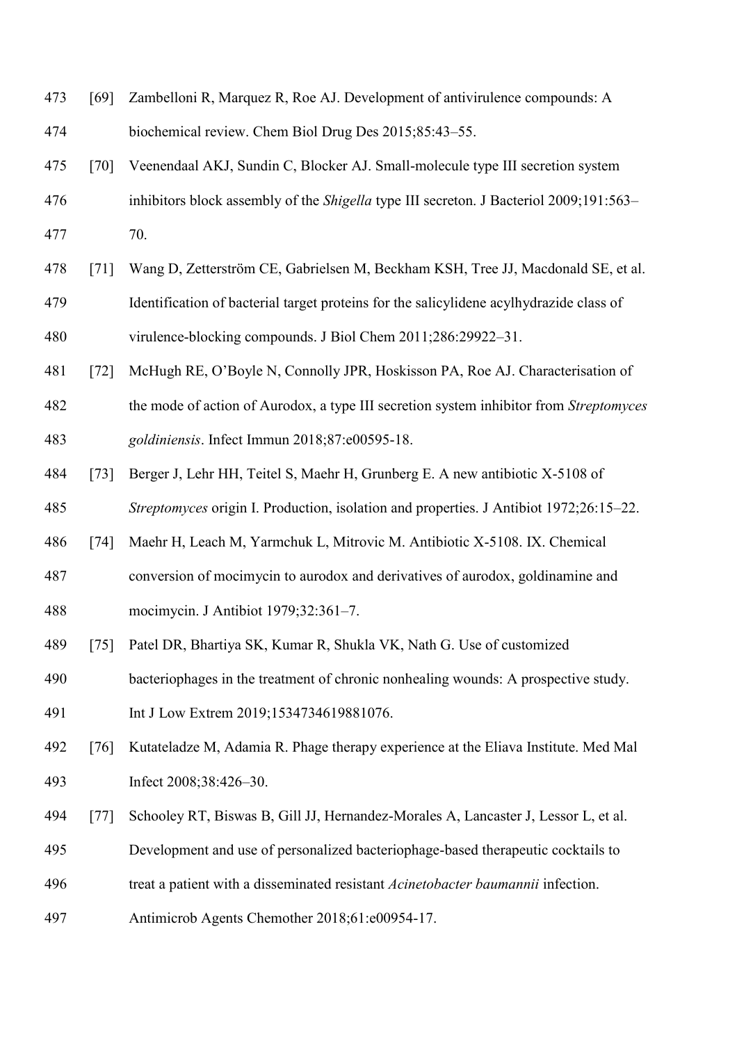[69] Zambelloni R, Marquez R, Roe AJ. Development of antivirulence compounds: A biochemical review. Chem Biol Drug Des 2015;85:43–55.

[70] Veenendaal AKJ, Sundin C, Blocker AJ. Small-molecule type III secretion system inhibitors block assembly of the *Shigella* type III secreton. J Bacteriol 2009;191:563–70.

[71] Wang D, Zetterström CE, Gabrielsen M, Beckham KSH, Tree JJ, Macdonald SE, et al. Identification of bacterial target proteins for the salicylidene acylhydrazide class of virulence-blocking compounds. J Biol Chem 2011;286:29922–31.

[72] McHugh RE, O'Boyle N, Connolly JPR, Hoskisson PA, Roe AJ. Characterisation of the mode of action of Aurodox, a type III secretion system inhibitor from *Streptomyces goldiniensis*. Infect Immun 2018;87:e00595-18.

[73] Berger J, Lehr HH, Teitel S, Maehr H, Grunberg E. A new antibiotic X-5108 of *Streptomyces* origin I. Production, isolation and properties. J Antibiot 1972;26:15–22.

[74] Maehr H, Leach M, Yarmchuk L, Mitrovic M. Antibiotic X-5108. IX. Chemical conversion of mocimycin to aurodox and derivatives of aurodox, goldinamine and mocimycin. J Antibiot 1979;32:361–7.

[75] Patel DR, Bhartiya SK, Kumar R, Shukla VK, Nath G. Use of customized bacteriophages in the treatment of chronic nonhealing wounds: A prospective study. Int J Low Extrem 2019;1534734619881076.

[76] Kutateladze M, Adamia R. Phage therapy experience at the Eliava Institute. Med Mal Infect 2008;38:426–30.

[77] Schooley RT, Biswas B, Gill JJ, Hernandez-Morales A, Lancaster J, Lessor L, et al. Development and use of personalized bacteriophage-based therapeutic cocktails to treat a patient with a disseminated resistant *Acinetobacter baumannii* infection. Antimicrob Agents Chemother 2018;61:e00954-17.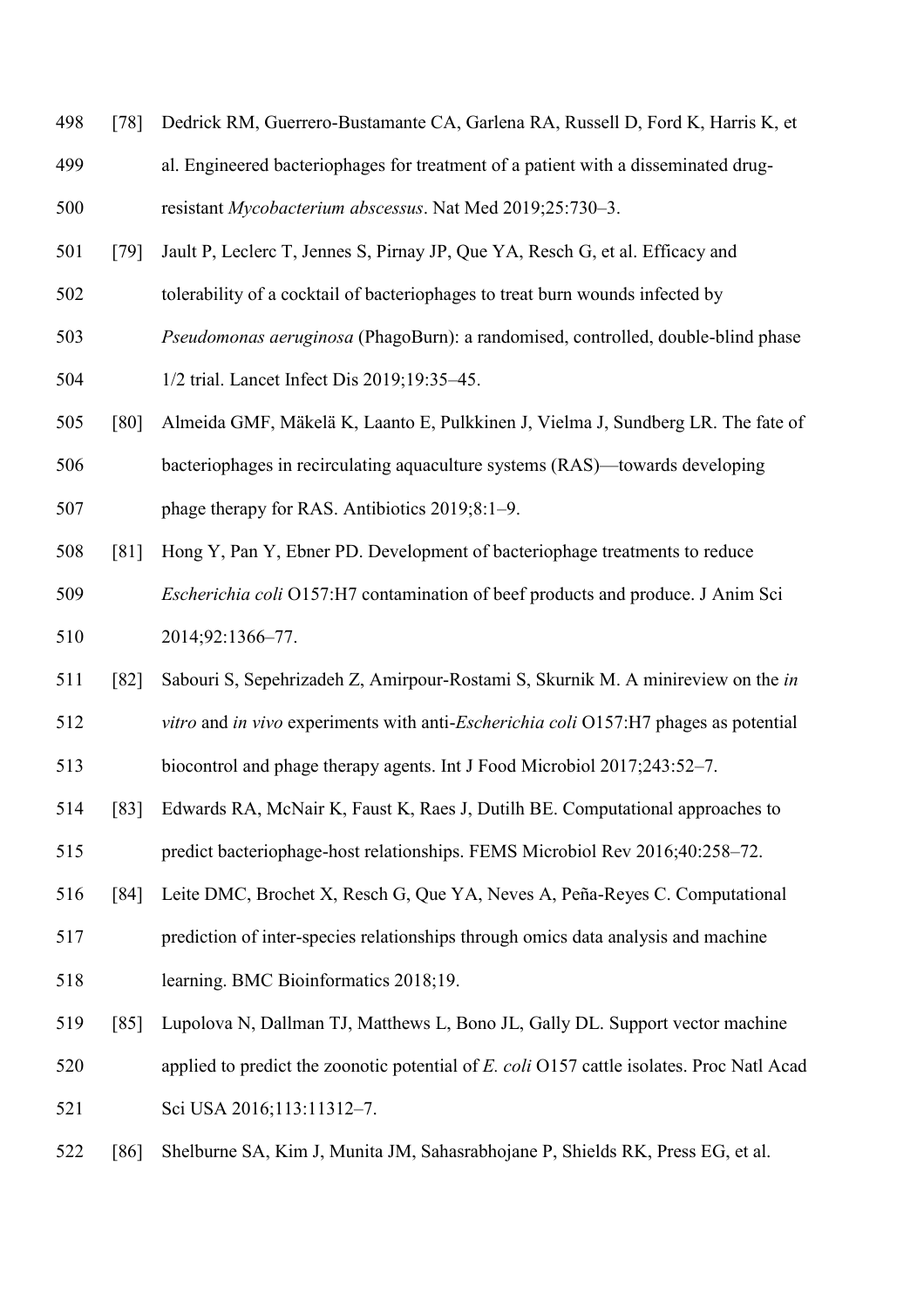[78] Dedrick RM, Guerrero-Bustamante CA, Garlena RA, Russell D, Ford K, Harris K, et al. Engineered bacteriophages for treatment of a patient with a disseminated drug-resistant *Mycobacterium abscessus*. Nat Med 2019;25:730–3.

[79] Jault P, Leclerc T, Jennes S, Pirnay JP, Que YA, Resch G, et al. Efficacy and tolerability of a cocktail of bacteriophages to treat burn wounds infected by *Pseudomonas aeruginosa* (PhagoBurn): a randomised, controlled, double-blind phase 1/2 trial. Lancet Infect Dis 2019;19:35–45.

[80] Almeida GMF, Mäkelä K, Laanto E, Pulkkinen J, Vielma J, Sundberg LR. The fate of bacteriophages in recirculating aquaculture systems (RAS)—towards developing phage therapy for RAS. Antibiotics 2019;8:1–9.

[81] Hong Y, Pan Y, Ebner PD. Development of bacteriophage treatments to reduce *Escherichia coli* O157:H7 contamination of beef products and produce. J Anim Sci 2014;92:1366–77.

[82] Sabouri S, Sepehrizadeh Z, Amirpour-Rostami S, Skurnik M. A minireview on the *in vitro* and *in vivo* experiments with anti-*Escherichia coli* O157:H7 phages as potential biocontrol and phage therapy agents. Int J Food Microbiol 2017;243:52–7.

[83] Edwards RA, McNair K, Faust K, Raes J, Dutilh BE. Computational approaches to predict bacteriophage-host relationships. FEMS Microbiol Rev 2016;40:258–72.

[84] Leite DMC, Brochet X, Resch G, Que YA, Neves A, Peña-Reyes C. Computational prediction of inter-species relationships through omics data analysis and machine learning. BMC Bioinformatics 2018;19.

[85] Lupolova N, Dallman TJ, Matthews L, Bono JL, Gally DL. Support vector machine applied to predict the zoonotic potential of *E. coli* O157 cattle isolates. Proc Natl Acad Sci USA 2016;113:11312–7.

[86] Shelburne SA, Kim J, Munita JM, Sahasrabhojane P, Shields RK, Press EG, et al.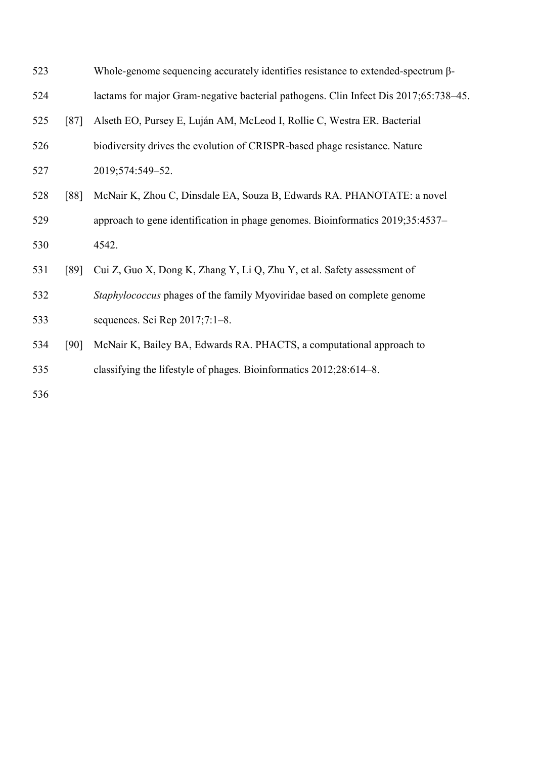Whole-genome sequencing accurately identifies resistance to extended-spectrum β-lactams for major Gram-negative bacterial pathogens. Clin Infect Dis 2017;65:738–45.

[87] Alseth EO, Pursey E, Luján AM, McLeod I, Rollie C, Westra ER. Bacterial biodiversity drives the evolution of CRISPR-based phage resistance. Nature 2019;574:549–52.

[88] McNair K, Zhou C, Dinsdale EA, Souza B, Edwards RA. PHANOTATE: a novel approach to gene identification in phage genomes. Bioinformatics 2019;35:4537–4542.

[89] Cui Z, Guo X, Dong K, Zhang Y, Li Q, Zhu Y, et al. Safety assessment of *Staphylococcus* phages of the family Myoviridae based on complete genome sequences. Sci Rep 2017;7:1–8.

[90] McNair K, Bailey BA, Edwards RA. PHACTS, a computational approach to classifying the lifestyle of phages. Bioinformatics 2012;28:614–8.